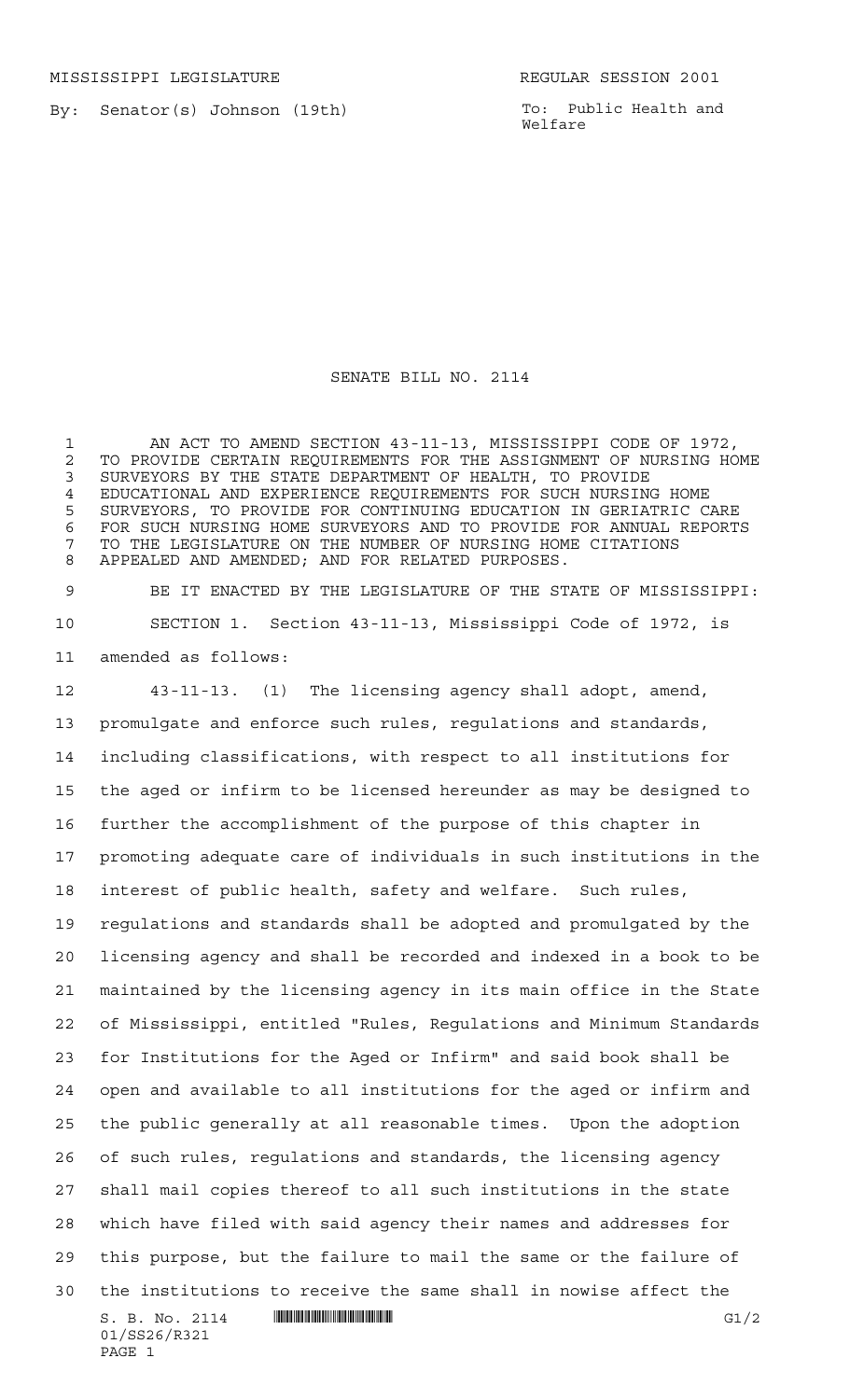MISSISSIPPI LEGISLATURE REGULAR SESSION 2001

By: Senator(s) Johnson (19th)

To: Public Health and Welfare

# SENATE BILL NO. 2114

AN ACT TO AMEND SECTION 43-11-13, MISSISSIPPI CODE OF 1972, TO PROVIDE CERTAIN REQUIREMENTS FOR THE ASSIGNMENT OF NURSING HOME SURVEYORS BY THE STATE DEPARTMENT OF HEALTH, TO PROVIDE EDUCATIONAL AND EXPERIENCE REQUIREMENTS FOR SUCH NURSING HOME SURVEYORS, TO PROVIDE FOR CONTINUING EDUCATION IN GERIATRIC CARE FOR SUCH NURSING HOME SURVEYORS AND TO PROVIDE FOR ANNUAL REPORTS TO THE LEGISLATURE ON THE NUMBER OF NURSING HOME CITATIONS APPEALED AND AMENDED; AND FOR RELATED PURPOSES.

BE IT ENACTED BY THE LEGISLATURE OF THE STATE OF MISSISSIPPI:

SECTION 1. Section 43-11-13, Mississippi Code of 1972, is amended as follows:

43-11-13. (1) The licensing agency shall adopt, amend, promulgate and enforce such rules, regulations and standards, including classifications, with respect to all institutions for the aged or infirm to be licensed hereunder as may be designed to further the accomplishment of the purpose of this chapter in promoting adequate care of individuals in such institutions in the interest of public health, safety and welfare. Such rules, regulations and standards shall be adopted and promulgated by the licensing agency and shall be recorded and indexed in a book to be maintained by the licensing agency in its main office in the State of Mississippi, entitled "Rules, Regulations and Minimum Standards for Institutions for the Aged or Infirm" and said book shall be open and available to all institutions for the aged or infirm and the public generally at all reasonable times. Upon the adoption of such rules, regulations and standards, the licensing agency shall mail copies thereof to all such institutions in the state which have filed with said agency their names and addresses for this purpose, but the failure to mail the same or the failure of the institutions to receive the same shall in nowise affect the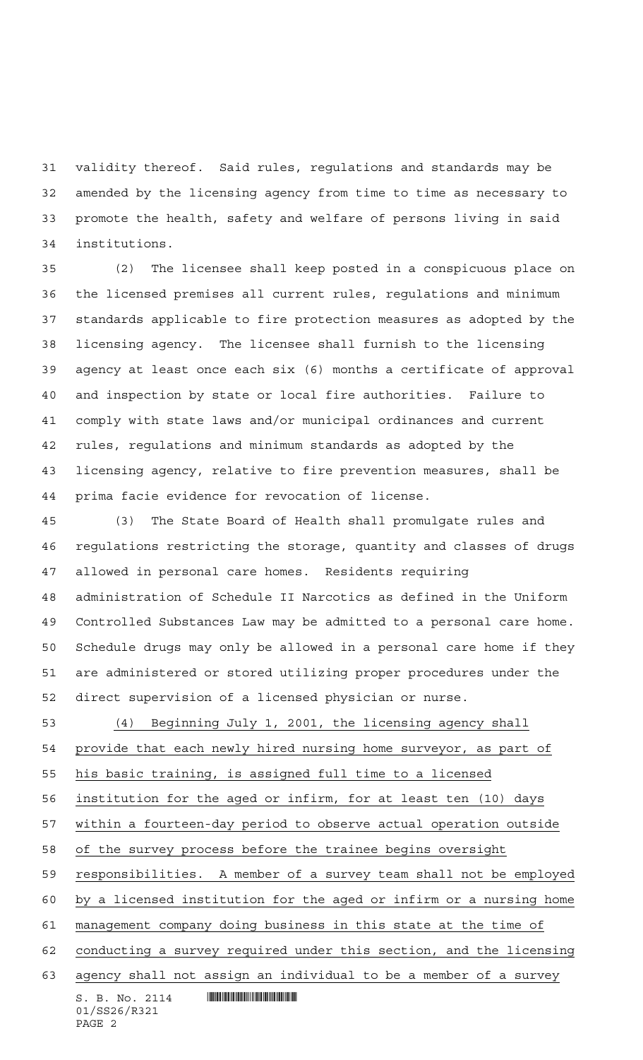validity thereof. Said rules, regulations and standards may be amended by the licensing agency from time to time as necessary to promote the health, safety and welfare of persons living in said institutions.

(2) The licensee shall keep posted in a conspicuous place on the licensed premises all current rules, regulations and minimum standards applicable to fire protection measures as adopted by the licensing agency. The licensee shall furnish to the licensing agency at least once each six (6) months a certificate of approval and inspection by state or local fire authorities. Failure to comply with state laws and/or municipal ordinances and current rules, regulations and minimum standards as adopted by the licensing agency, relative to fire prevention measures, shall be prima facie evidence for revocation of license.

(3) The State Board of Health shall promulgate rules and regulations restricting the storage, quantity and classes of drugs allowed in personal care homes. Residents requiring administration of Schedule II Narcotics as defined in the Uniform Controlled Substances Law may be admitted to a personal care home. Schedule drugs may only be allowed in a personal care home if they are administered or stored utilizing proper procedures under the direct supervision of a licensed physician or nurse.

(4) Beginning July 1, 2001, the licensing agency shall provide that each newly hired nursing home surveyor, as part of his basic training, is assigned full time to a licensed institution for the aged or infirm, for at least ten (10) days within a fourteen-day period to observe actual operation outside of the survey process before the trainee begins oversight responsibilities. A member of a survey team shall not be employed by a licensed institution for the aged or infirm or a nursing home management company doing business in this state at the time of conducting a survey required under this section, and the licensing agency shall not assign an individual to be a member of a survey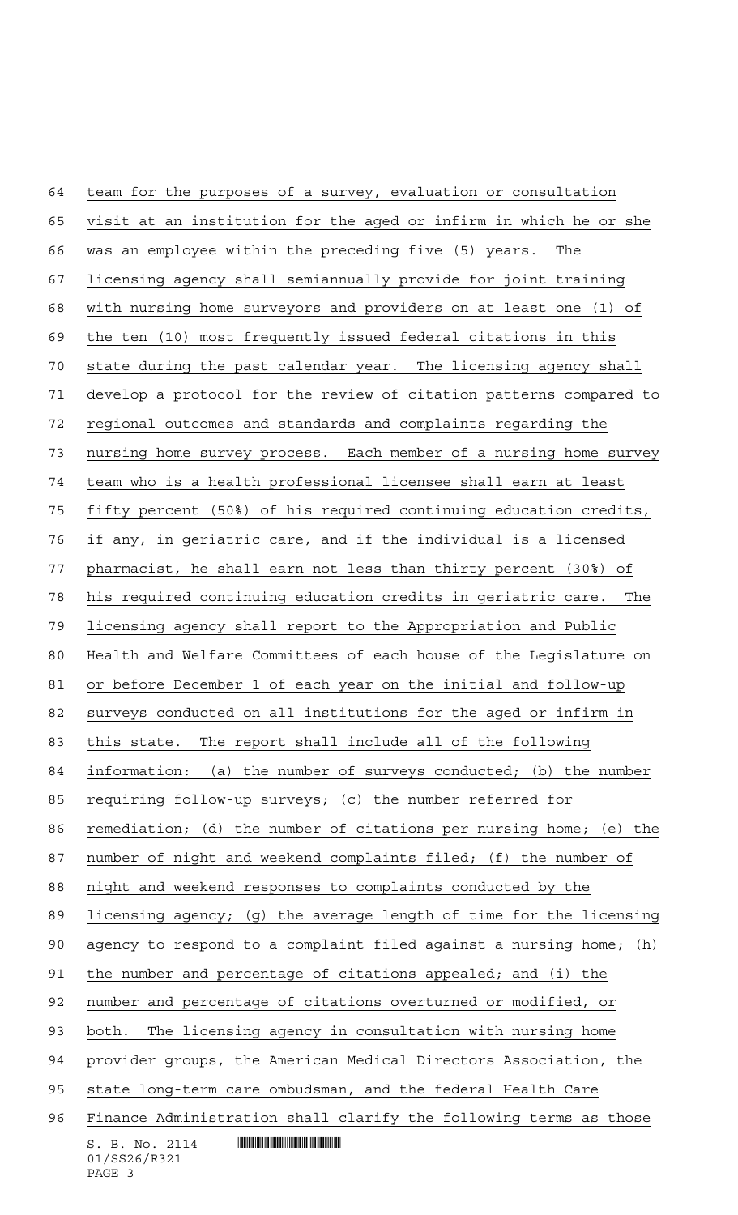team for the purposes of a survey, evaluation or consultation visit at an institution for the aged or infirm in which he or she was an employee within the preceding five (5) years. The licensing agency shall semiannually provide for joint training with nursing home surveyors and providers on at least one (1) of the ten (10) most frequently issued federal citations in this state during the past calendar year. The licensing agency shall develop a protocol for the review of citation patterns compared to regional outcomes and standards and complaints regarding the nursing home survey process. Each member of a nursing home survey team who is a health professional licensee shall earn at least fifty percent (50%) of his required continuing education credits, if any, in geriatric care, and if the individual is a licensed pharmacist, he shall earn not less than thirty percent (30%) of his required continuing education credits in geriatric care. The licensing agency shall report to the Appropriation and Public Health and Welfare Committees of each house of the Legislature on or before December 1 of each year on the initial and follow-up surveys conducted on all institutions for the aged or infirm in this state. The report shall include all of the following information: (a) the number of surveys conducted; (b) the number requiring follow-up surveys; (c) the number referred for remediation; (d) the number of citations per nursing home; (e) the number of night and weekend complaints filed; (f) the number of night and weekend responses to complaints conducted by the licensing agency; (g) the average length of time for the licensing agency to respond to a complaint filed against a nursing home; (h) the number and percentage of citations appealed; and (i) the number and percentage of citations overturned or modified, or both. The licensing agency in consultation with nursing home provider groups, the American Medical Directors Association, the state long-term care ombudsman, and the federal Health Care Finance Administration shall clarify the following terms as those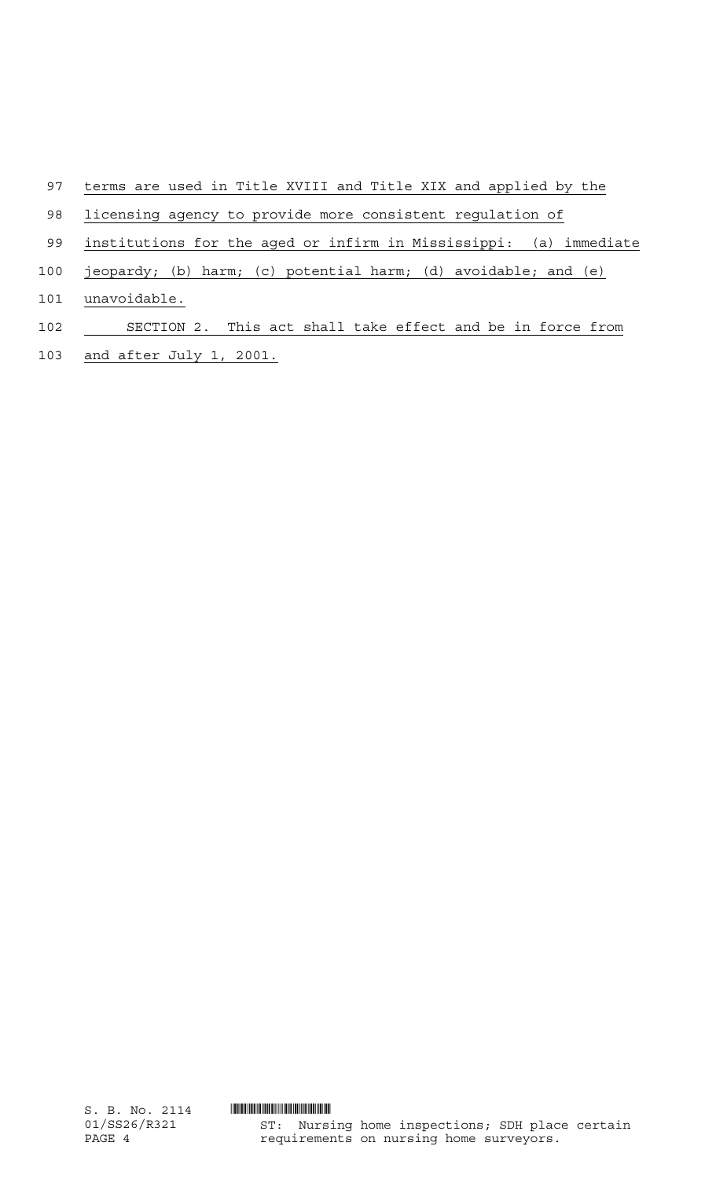terms are used in Title XVIII and Title XIX and applied by the licensing agency to provide more consistent regulation of institutions for the aged or infirm in Mississippi: (a) immediate jeopardy; (b) harm; (c) potential harm; (d) avoidable; and (e) unavoidable.

SECTION 2. This act shall take effect and be in force from and after July 1, 2001.